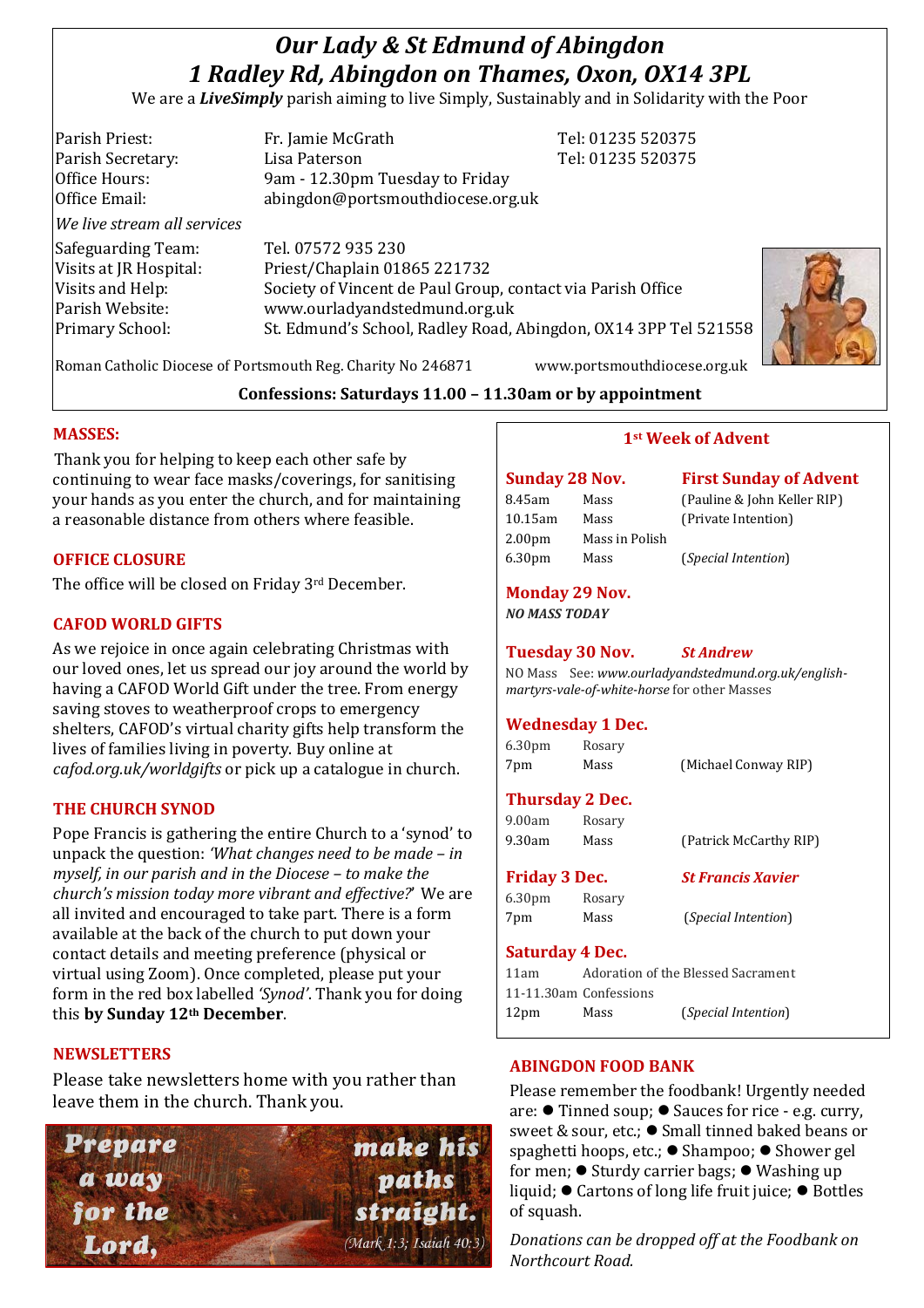# *Our Lady & St Edmund of Abingdon*
# *1 Radley Rd, Abingdon on Thames, Oxon, OX14 3PL*

We are a ***LiveSimply*** parish aiming to live Simply, Sustainably and in Solidarity with the Poor

| | | |
|---|---|---|
| Parish Priest: | Fr. Jamie McGrath | Tel: 01235 520375 |
| Parish Secretary: | Lisa Paterson | Tel: 01235 520375 |
| Office Hours: | 9am - 12.30pm Tuesday to Friday | |
| Office Email: | abingdon@portsmouthdiocese.org.uk | |

*We live stream all services*

| | |
|---|---|
| Safeguarding Team: | Tel. 07572 935 230 |
| Visits at JR Hospital: | Priest/Chaplain 01865 221732 |
| Visits and Help: | Society of Vincent de Paul Group, contact via Parish Office |
| Parish Website: | www.ourladyandstedmund.org.uk |
| Primary School: | St. Edmund's School, Radley Road, Abingdon, OX14 3PP Tel 521558 |

Roman Catholic Diocese of Portsmouth Reg. Charity No 246871 www.portsmouthdiocese.org.uk

**Confessions: Saturdays 11.00 – 11.30am or by appointment**

## MASSES:

Thank you for helping to keep each other safe by continuing to wear face masks/coverings, for sanitising your hands as you enter the church, and for maintaining a reasonable distance from others where feasible.

## OFFICE CLOSURE

The office will be closed on Friday 3rd December.

## CAFOD WORLD GIFTS

As we rejoice in once again celebrating Christmas with our loved ones, let us spread our joy around the world by having a CAFOD World Gift under the tree. From energy saving stoves to weatherproof crops to emergency shelters, CAFOD's virtual charity gifts help transform the lives of families living in poverty. Buy online at *cafod.org.uk/worldgifts* or pick up a catalogue in church.

## THE CHURCH SYNOD

Pope Francis is gathering the entire Church to a 'synod' to unpack the question: *'What changes need to be made – in myself, in our parish and in the Diocese – to make the church's mission today more vibrant and effective?'* We are all invited and encouraged to take part. There is a form available at the back of the church to put down your contact details and meeting preference (physical or virtual using Zoom). Once completed, please put your form in the red box labelled *'Synod'*. Thank you for doing this **by Sunday 12th December**.

## NEWSLETTERS

Please take newsletters home with you rather than leave them in the church. Thank you.

Prepare a way for the Lord, make his paths straight. *(Mark 1:3; Isaiah 40:3)*

## 1st Week of Advent

### Sunday 28 Nov. — First Sunday of Advent

| | | |
|---|---|---|
| 8.45am | Mass | (Pauline & John Keller RIP) |
| 10.15am | Mass | (Private Intention) |
| 2.00pm | Mass in Polish | |
| 6.30pm | Mass | (*Special Intention*) |

### Monday 29 Nov.

***NO MASS TODAY***

### Tuesday 30 Nov. — *St Andrew*

NO Mass See: *www.ourladyandstedmund.org.uk/english-martyrs-vale-of-white-horse* for other Masses

### Wednesday 1 Dec.

| | | |
|---|---|---|
| 6.30pm | Rosary | |
| 7pm | Mass | (Michael Conway RIP) |

### Thursday 2 Dec.

| | | |
|---|---|---|
| 9.00am | Rosary | |
| 9.30am | Mass | (Patrick McCarthy RIP) |

### Friday 3 Dec. — *St Francis Xavier*

| | | |
|---|---|---|
| 6.30pm | Rosary | |
| 7pm | Mass | (*Special Intention*) |

### Saturday 4 Dec.

| | | |
|---|---|---|
| 11am | Adoration of the Blessed Sacrament | |
| 11-11.30am | Confessions | |
| 12pm | Mass | (*Special Intention*) |

## ABINGDON FOOD BANK

Please remember the foodbank! Urgently needed are: ● Tinned soup; ● Sauces for rice - e.g. curry, sweet & sour, etc.; ● Small tinned baked beans or spaghetti hoops, etc.; ● Shampoo; ● Shower gel for men; ● Sturdy carrier bags; ● Washing up liquid; ● Cartons of long life fruit juice; ● Bottles of squash.

*Donations can be dropped off at the Foodbank on Northcourt Road.*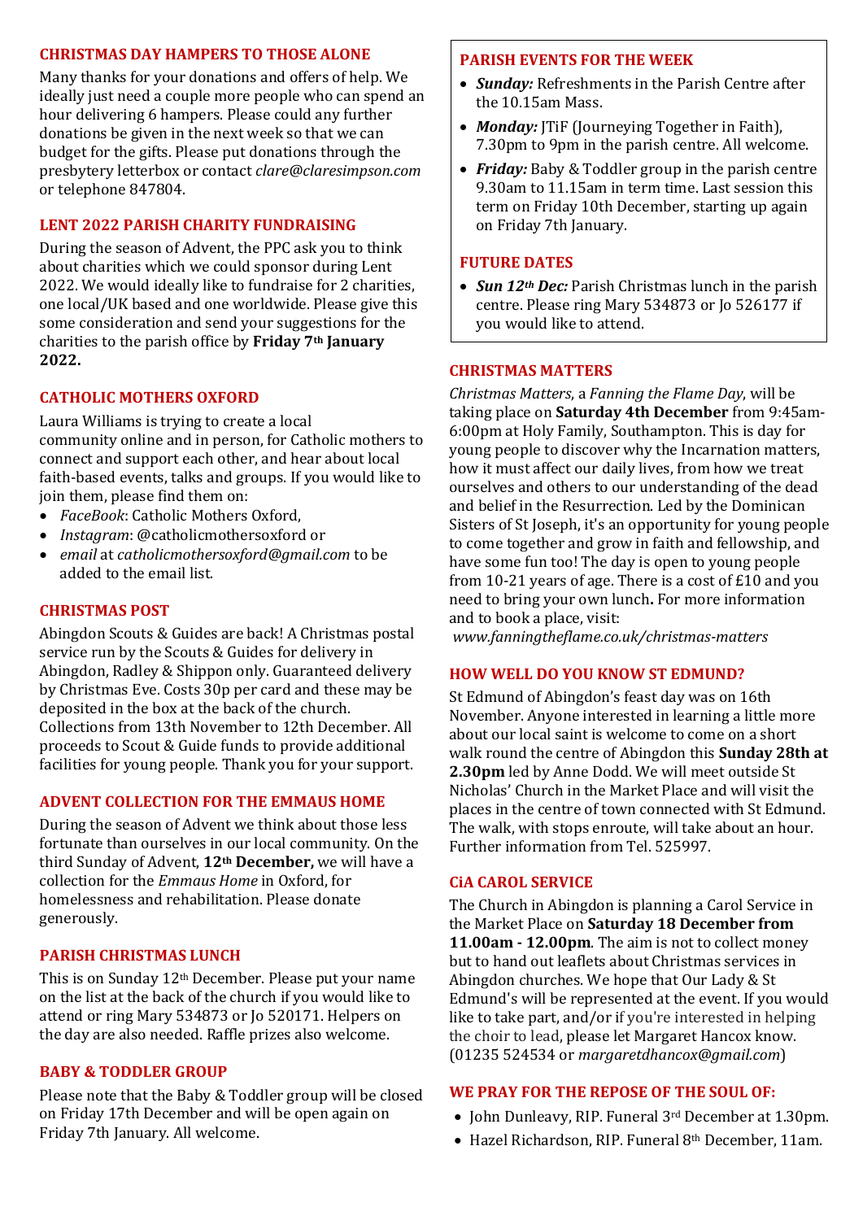## CHRISTMAS DAY HAMPERS TO THOSE ALONE

Many thanks for your donations and offers of help. We ideally just need a couple more people who can spend an hour delivering 6 hampers. Please could any further donations be given in the next week so that we can budget for the gifts. Please put donations through the presbytery letterbox or contact *clare@claresimpson.com* or telephone 847804.

## LENT 2022 PARISH CHARITY FUNDRAISING

During the season of Advent, the PPC ask you to think about charities which we could sponsor during Lent 2022. We would ideally like to fundraise for 2 charities, one local/UK based and one worldwide. Please give this some consideration and send your suggestions for the charities to the parish office by **Friday 7th January 2022.**

## CATHOLIC MOTHERS OXFORD

Laura Williams is trying to create a local community online and in person, for Catholic mothers to connect and support each other, and hear about local faith-based events, talks and groups. If you would like to join them, please find them on:

- *FaceBook*: Catholic Mothers Oxford,
- *Instagram*: @catholicmothersoxford or
- *email* at *catholicmothersoxford@gmail.com* to be added to the email list.

## CHRISTMAS POST

Abingdon Scouts & Guides are back! A Christmas postal service run by the Scouts & Guides for delivery in Abingdon, Radley & Shippon only. Guaranteed delivery by Christmas Eve. Costs 30p per card and these may be deposited in the box at the back of the church. Collections from 13th November to 12th December. All proceeds to Scout & Guide funds to provide additional facilities for young people. Thank you for your support.

## ADVENT COLLECTION FOR THE EMMAUS HOME

During the season of Advent we think about those less fortunate than ourselves in our local community. On the third Sunday of Advent, **12th December,** we will have a collection for the *Emmaus Home* in Oxford, for homelessness and rehabilitation. Please donate generously.

## PARISH CHRISTMAS LUNCH

This is on Sunday 12th December. Please put your name on the list at the back of the church if you would like to attend or ring Mary 534873 or Jo 520171. Helpers on the day are also needed. Raffle prizes also welcome.

## BABY & TODDLER GROUP

Please note that the Baby & Toddler group will be closed on Friday 17th December and will be open again on Friday 7th January. All welcome.

## PARISH EVENTS FOR THE WEEK

- ***Sunday:*** Refreshments in the Parish Centre after the 10.15am Mass.
- ***Monday:*** JTiF (Journeying Together in Faith), 7.30pm to 9pm in the parish centre. All welcome.
- ***Friday:*** Baby & Toddler group in the parish centre 9.30am to 11.15am in term time. Last session this term on Friday 10th December, starting up again on Friday 7th January.

## FUTURE DATES

- ***Sun 12th Dec:*** Parish Christmas lunch in the parish centre. Please ring Mary 534873 or Jo 526177 if you would like to attend.

## CHRISTMAS MATTERS

*Christmas Matters*, a *Fanning the Flame Day*, will be taking place on **Saturday 4th December** from 9:45am-6:00pm at Holy Family, Southampton. This is day for young people to discover why the Incarnation matters, how it must affect our daily lives, from how we treat ourselves and others to our understanding of the dead and belief in the Resurrection. Led by the Dominican Sisters of St Joseph, it's an opportunity for young people to come together and grow in faith and fellowship, and have some fun too! The day is open to young people from 10-21 years of age. There is a cost of £10 and you need to bring your own lunch**.** For more information and to book a place, visit: *www.fanningtheflame.co.uk/christmas-matters*

## HOW WELL DO YOU KNOW ST EDMUND?

St Edmund of Abingdon's feast day was on 16th November. Anyone interested in learning a little more about our local saint is welcome to come on a short walk round the centre of Abingdon this **Sunday 28th at 2.30pm** led by Anne Dodd. We will meet outside St Nicholas' Church in the Market Place and will visit the places in the centre of town connected with St Edmund. The walk, with stops enroute, will take about an hour. Further information from Tel. 525997.

## CiA CAROL SERVICE

The Church in Abingdon is planning a Carol Service in the Market Place on **Saturday 18 December from 11.00am - 12.00pm**. The aim is not to collect money but to hand out leaflets about Christmas services in Abingdon churches. We hope that Our Lady & St Edmund's will be represented at the event. If you would like to take part, and/or if you're interested in helping the choir to lead, please let Margaret Hancox know. (01235 524534 or *margaretdhancox@gmail.com*)

## WE PRAY FOR THE REPOSE OF THE SOUL OF:

- John Dunleavy, RIP. Funeral 3rd December at 1.30pm.
- Hazel Richardson, RIP. Funeral 8th December, 11am.